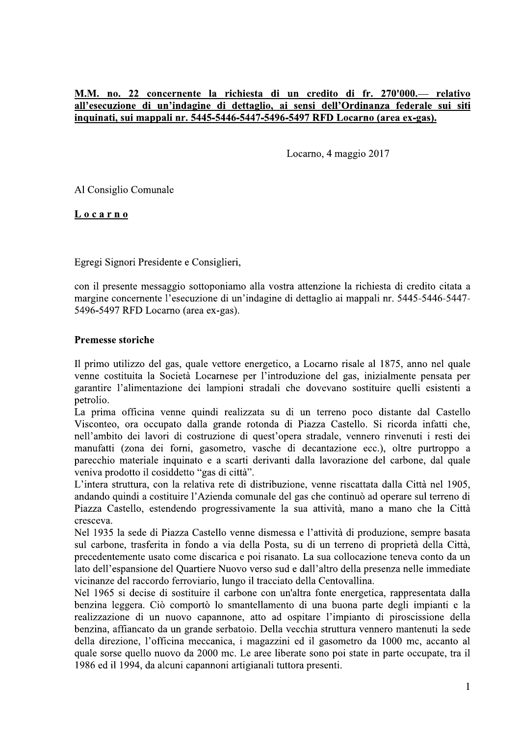**M.M. no. 22 concernente la richiesta di un credito di fr. 270'000.— relativo all'esecuzione di un'indagine di dettaglio, ai sensi dell'Ordinanza federale sui siti inquinati, sui mappali nr. 5445-5446-5447-5496-5497 RFD Locarno (area ex-gas).**

Locarno, 4 maggio 2017

Al Consiglio Comunale

**Locarno**

Egregi Signori Presidente e Consiglieri,

con il presente messaggio sottoponiamo alla vostra attenzione la richiesta di credito citata a margine concernente l'esecuzione di un'indagine di dettaglio ai mappali nr. 5445-5446-5447-5496-5497 RFD Locarno (area ex-gas).

## Premesse storiche

Il primo utilizzo del gas, quale vettore energetico, a Locarno risale al 1875, anno nel quale venne costituita la Società Locarnese per l'introduzione del gas, inizialmente pensata per garantire l'alimentazione dei lampioni stradali che dovevano sostituire quelli esistenti a petrolio.
La prima officina venne quindi realizzata su di un terreno poco distante dal Castello Visconteo, ora occupato dalla grande rotonda di Piazza Castello. Si ricorda infatti che, nell'ambito dei lavori di costruzione di quest'opera stradale, vennero rinvenuti i resti dei manufatti (zona dei forni, gasometro, vasche di decantazione ecc.), oltre purtroppo a parecchio materiale inquinato e a scarti derivanti dalla lavorazione del carbone, dal quale veniva prodotto il cosiddetto "gas di città".
L'intera struttura, con la relativa rete di distribuzione, venne riscattata dalla Città nel 1905, andando quindi a costituire l'Azienda comunale del gas che continuò ad operare sul terreno di Piazza Castello, estendendo progressivamente la sua attività, mano a mano che la Città cresceva.
Nel 1935 la sede di Piazza Castello venne dismessa e l'attività di produzione, sempre basata sul carbone, trasferita in fondo a via della Posta, su di un terreno di proprietà della Città, precedentemente usato come discarica e poi risanato. La sua collocazione teneva conto da un lato dell'espansione del Quartiere Nuovo verso sud e dall'altro della presenza nelle immediate vicinanze del raccordo ferroviario, lungo il tracciato della Centovallina.
Nel 1965 si decise di sostituire il carbone con un'altra fonte energetica, rappresentata dalla benzina leggera. Ciò comportò lo smantellamento di una buona parte degli impianti e la realizzazione di un nuovo capannone, atto ad ospitare l'impianto di piroscissione della benzina, affiancato da un grande serbatoio. Della vecchia struttura vennero mantenuti la sede della direzione, l'officina meccanica, i magazzini ed il gasometro da 1000 mc, accanto al quale sorse quello nuovo da 2000 mc. Le aree liberate sono poi state in parte occupate, tra il 1986 ed il 1994, da alcuni capannoni artigianali tuttora presenti.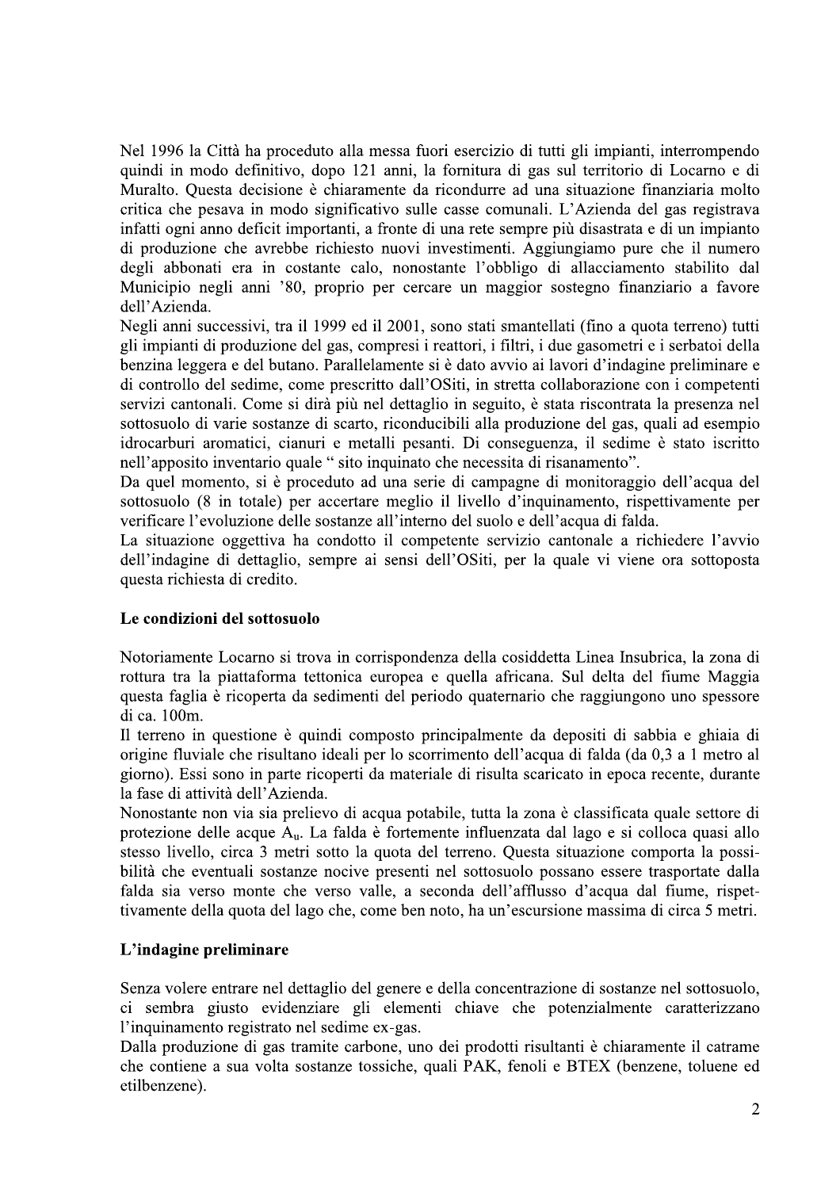Nel 1996 la Città ha proceduto alla messa fuori esercizio di tutti gli impianti, interrompendo quindi in modo definitivo, dopo 121 anni, la fornitura di gas sul territorio di Locarno e di Muralto. Questa decisione è chiaramente da ricondurre ad una situazione finanziaria molto critica che pesava in modo significativo sulle casse comunali. L'Azienda del gas registrava infatti ogni anno deficit importanti, a fronte di una rete sempre più disastrata e di un impianto di produzione che avrebbe richiesto nuovi investimenti. Aggiungiamo pure che il numero degli abbonati era in costante calo, nonostante l'obbligo di allacciamento stabilito dal Municipio negli anni '80, proprio per cercare un maggior sostegno finanziario a favore dell'Azienda.

Negli anni successivi, tra il 1999 ed il 2001, sono stati smantellati (fino a quota terreno) tutti gli impianti di produzione del gas, compresi i reattori, i filtri, i due gasometri e i serbatoi della benzina leggera e del butano. Parallelamente si è dato avvio ai lavori d'indagine preliminare e di controllo del sedime, come prescritto dall'OSiti, in stretta collaborazione con i competenti servizi cantonali. Come si dirà più nel dettaglio in seguito, è stata riscontrata la presenza nel sottosuolo di varie sostanze di scarto, riconducibili alla produzione del gas, quali ad esempio idrocarburi aromatici, cianuri e metalli pesanti. Di conseguenza, il sedime è stato iscritto nell'apposito inventario quale " sito inquinato che necessita di risanamento".

Da quel momento, si è proceduto ad una serie di campagne di monitoraggio dell'acqua del sottosuolo (8 in totale) per accertare meglio il livello d'inquinamento, rispettivamente per verificare l'evoluzione delle sostanze all'interno del suolo e dell'acqua di falda.

La situazione oggettiva ha condotto il competente servizio cantonale a richiedere l'avvio dell'indagine di dettaglio, sempre ai sensi dell'OSiti, per la quale vi viene ora sottoposta questa richiesta di credito.

## Le condizioni del sottosuolo

Notoriamente Locarno si trova in corrispondenza della cosiddetta Linea Insubrica, la zona di rottura tra la piattaforma tettonica europea e quella africana. Sul delta del fiume Maggia questa faglia è ricoperta da sedimenti del periodo quaternario che raggiungono uno spessore di ca. 100m.

Il terreno in questione è quindi composto principalmente da depositi di sabbia e ghiaia di origine fluviale che risultano ideali per lo scorrimento dell'acqua di falda (da 0,3 a 1 metro al giorno). Essi sono in parte ricoperti da materiale di risulta scaricato in epoca recente, durante la fase di attività dell'Azienda.

Nonostante non via sia prelievo di acqua potabile, tutta la zona è classificata quale settore di protezione delle acque $A_u$. La falda è fortemente influenzata dal lago e si colloca quasi allo stesso livello, circa 3 metri sotto la quota del terreno. Questa situazione comporta la possibilità che eventuali sostanze nocive presenti nel sottosuolo possano essere trasportate dalla falda sia verso monte che verso valle, a seconda dell'afflusso d'acqua dal fiume, rispettivamente della quota del lago che, come ben noto, ha un'escursione massima di circa 5 metri.

## L'indagine preliminare

Senza volere entrare nel dettaglio del genere e della concentrazione di sostanze nel sottosuolo, ci sembra giusto evidenziare gli elementi chiave che potenzialmente caratterizzano l'inquinamento registrato nel sedime ex-gas.

Dalla produzione di gas tramite carbone, uno dei prodotti risultanti è chiaramente il catrame che contiene a sua volta sostanze tossiche, quali PAK, fenoli e BTEX (benzene, toluene ed etilbenzene).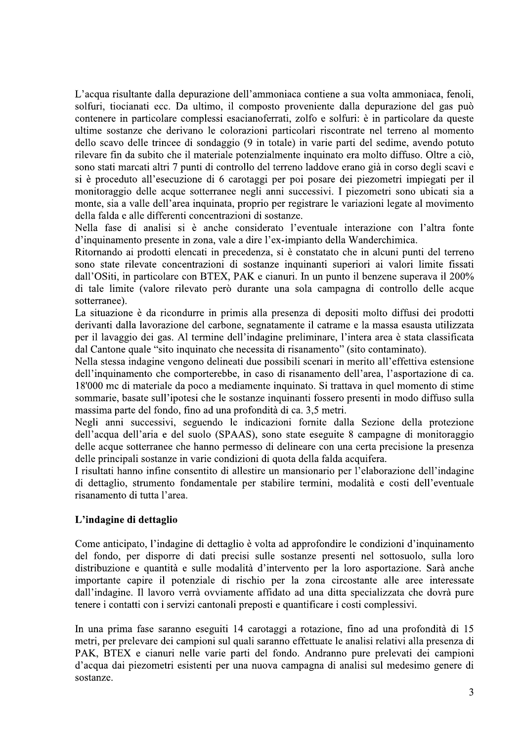L'acqua risultante dalla depurazione dell'ammoniaca contiene a sua volta ammoniaca, fenoli, solfuri, tiocianati ecc. Da ultimo, il composto proveniente dalla depurazione del gas può contenere in particolare complessi esacianoferrati, zolfo e solfuri: è in particolare da queste ultime sostanze che derivano le colorazioni particolari riscontrate nel terreno al momento dello scavo delle trincee di sondaggio (9 in totale) in varie parti del sedime, avendo potuto rilevare fin da subito che il materiale potenzialmente inquinato era molto diffuso. Oltre a ciò, sono stati marcati altri 7 punti di controllo del terreno laddove erano già in corso degli scavi e si è proceduto all'esecuzione di 6 carotaggi per poi posare dei piezometri impiegati per il monitoraggio delle acque sotterranee negli anni successivi. I piezometri sono ubicati sia a monte, sia a valle dell'area inquinata, proprio per registrare le variazioni legate al movimento della falda e alle differenti concentrazioni di sostanze.

Nella fase di analisi si è anche considerato l'eventuale interazione con l'altra fonte d'inquinamento presente in zona, vale a dire l'ex-impianto della Wanderchimica.

Ritornando ai prodotti elencati in precedenza, si è constatato che in alcuni punti del terreno sono state rilevate concentrazioni di sostanze inquinanti superiori ai valori limite fissati dall'OSiti, in particolare con BTEX, PAK e cianuri. In un punto il benzene superava il 200% di tale limite (valore rilevato però durante una sola campagna di controllo delle acque sotterranee).

La situazione è da ricondurre in primis alla presenza di depositi molto diffusi dei prodotti derivanti dalla lavorazione del carbone, segnatamente il catrame e la massa esausta utilizzata per il lavaggio dei gas. Al termine dell'indagine preliminare, l'intera area è stata classificata dal Cantone quale "sito inquinato che necessita di risanamento" (sito contaminato).

Nella stessa indagine vengono delineati due possibili scenari in merito all'effettiva estensione dell'inquinamento che comporterebbe, in caso di risanamento dell'area, l'asportazione di ca. 18'000 mc di materiale da poco a mediamente inquinato. Si trattava in quel momento di stime sommarie, basate sull'ipotesi che le sostanze inquinanti fossero presenti in modo diffuso sulla massima parte del fondo, fino ad una profondità di ca. 3,5 metri.

Negli anni successivi, seguendo le indicazioni fornite dalla Sezione della protezione dell'acqua dell'aria e del suolo (SPAAS), sono state eseguite 8 campagne di monitoraggio delle acque sotterranee che hanno permesso di delineare con una certa precisione la presenza delle principali sostanze in varie condizioni di quota della falda acquifera.

I risultati hanno infine consentito di allestire un mansionario per l'elaborazione dell'indagine di dettaglio, strumento fondamentale per stabilire termini, modalità e costi dell'eventuale risanamento di tutta l'area.

## L'indagine di dettaglio

Come anticipato, l'indagine di dettaglio è volta ad approfondire le condizioni d'inquinamento del fondo, per disporre di dati precisi sulle sostanze presenti nel sottosuolo, sulla loro distribuzione e quantità e sulle modalità d'intervento per la loro asportazione. Sarà anche importante capire il potenziale di rischio per la zona circostante alle aree interessate dall'indagine. Il lavoro verrà ovviamente affidato ad una ditta specializzata che dovrà pure tenere i contatti con i servizi cantonali preposti e quantificare i costi complessivi.

In una prima fase saranno eseguiti 14 carotaggi a rotazione, fino ad una profondità di 15 metri, per prelevare dei campioni sul quali saranno effettuate le analisi relativi alla presenza di PAK, BTEX e cianuri nelle varie parti del fondo. Andranno pure prelevati dei campioni d'acqua dai piezometri esistenti per una nuova campagna di analisi sul medesimo genere di sostanze.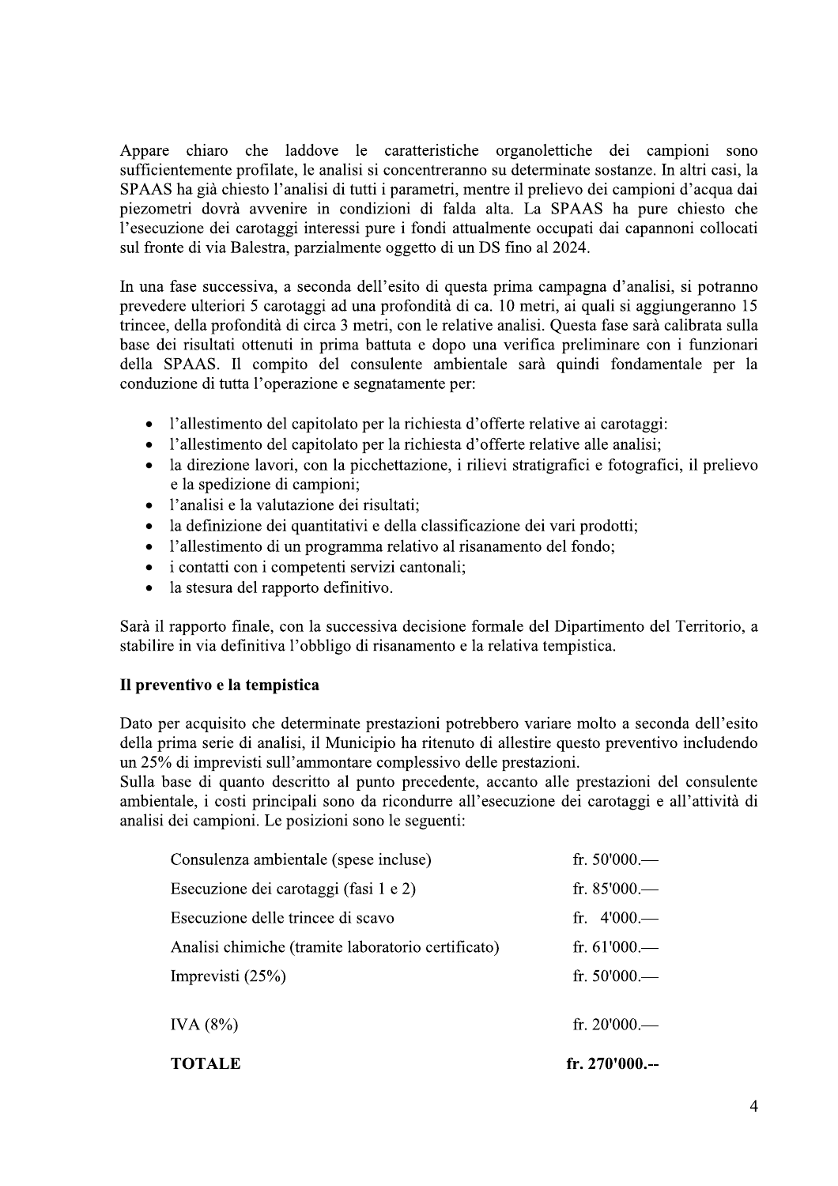Appare chiaro che laddove le caratteristiche organolettiche dei campioni sono sufficientemente profilate, le analisi si concentreranno su determinate sostanze. In altri casi, la SPAAS ha già chiesto l'analisi di tutti i parametri, mentre il prelievo dei campioni d'acqua dai piezometri dovrà avvenire in condizioni di falda alta. La SPAAS ha pure chiesto che l'esecuzione dei carotaggi interessi pure i fondi attualmente occupati dai capannoni collocati sul fronte di via Balestra, parzialmente oggetto di un DS fino al 2024.

In una fase successiva, a seconda dell'esito di questa prima campagna d'analisi, si potranno prevedere ulteriori 5 carotaggi ad una profondità di ca. 10 metri, ai quali si aggiungeranno 15 trincee, della profondità di circa 3 metri, con le relative analisi. Questa fase sarà calibrata sulla base dei risultati ottenuti in prima battuta e dopo una verifica preliminare con i funzionari della SPAAS. Il compito del consulente ambientale sarà quindi fondamentale per la conduzione di tutta l'operazione e segnatamente per:

- l'allestimento del capitolato per la richiesta d'offerte relative ai carotaggi:
- l'allestimento del capitolato per la richiesta d'offerte relative alle analisi;
- la direzione lavori, con la picchettazione, i rilievi stratigrafici e fotografici, il prelievo e la spedizione di campioni;
- l'analisi e la valutazione dei risultati;
- la definizione dei quantitativi e della classificazione dei vari prodotti;
- l'allestimento di un programma relativo al risanamento del fondo;
- i contatti con i competenti servizi cantonali;
- la stesura del rapporto definitivo.

Sarà il rapporto finale, con la successiva decisione formale del Dipartimento del Territorio, a stabilire in via definitiva l'obbligo di risanamento e la relativa tempistica.

**Il preventivo e la tempistica**

Dato per acquisito che determinate prestazioni potrebbero variare molto a seconda dell'esito della prima serie di analisi, il Municipio ha ritenuto di allestire questo preventivo includendo un 25% di imprevisti sull'ammontare complessivo delle prestazioni.
Sulla base di quanto descritto al punto precedente, accanto alle prestazioni del consulente ambientale, i costi principali sono da ricondurre all'esecuzione dei carotaggi e all'attività di analisi dei campioni. Le posizioni sono le seguenti:

| | |
|---|---|
| Consulenza ambientale (spese incluse) | fr. 50'000.— |
| Esecuzione dei carotaggi (fasi 1 e 2) | fr. 85'000.— |
| Esecuzione delle trincee di scavo | fr. 4'000.— |
| Analisi chimiche (tramite laboratorio certificato) | fr. 61'000.— |
| Imprevisti (25%) | fr. 50'000.— |
| IVA (8%) | fr. 20'000.— |
| **TOTALE** | **fr. 270'000.--** |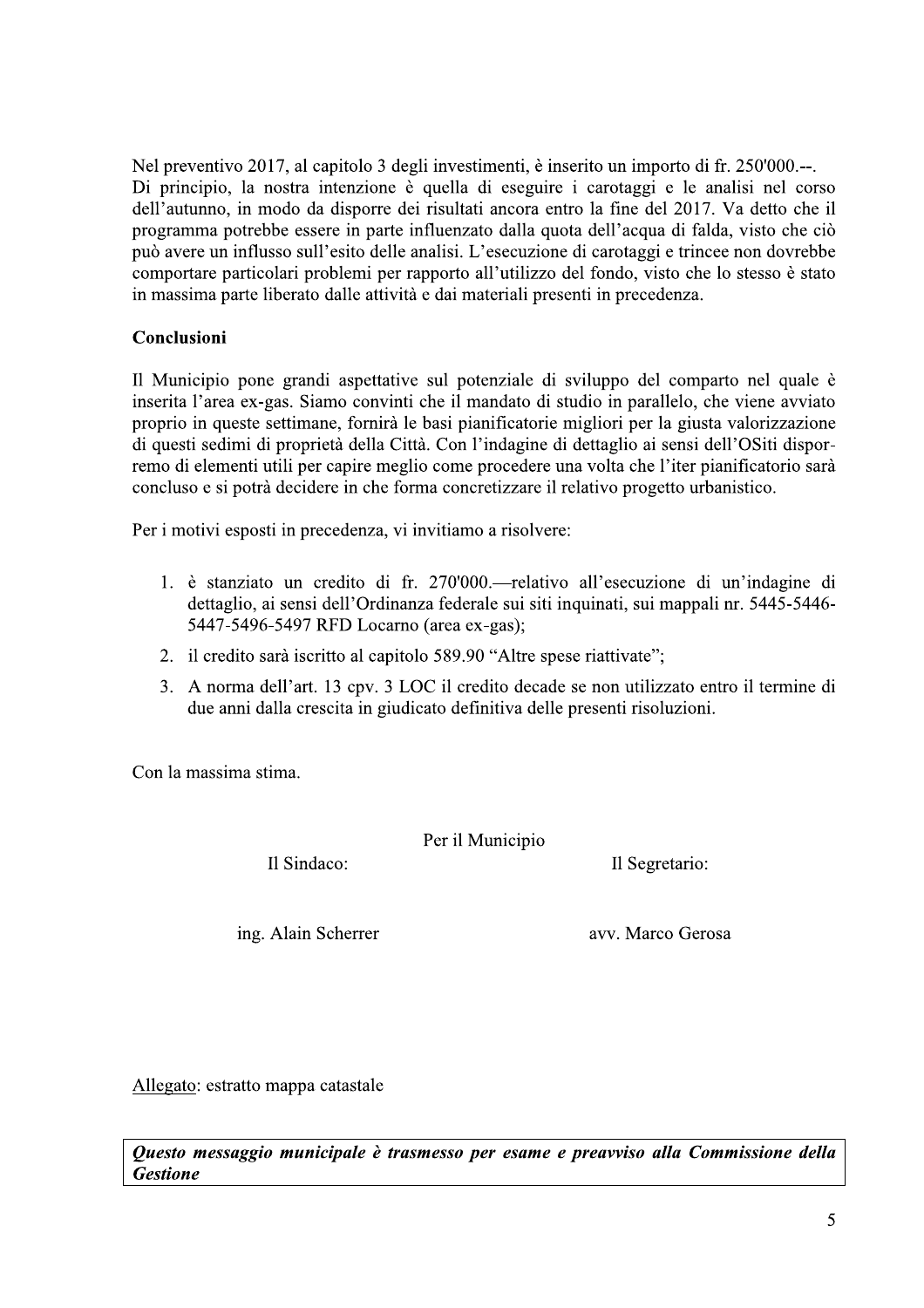Nel preventivo 2017, al capitolo 3 degli investimenti, è inserito un importo di fr. 250'000.--.
Di principio, la nostra intenzione è quella di eseguire i carotaggi e le analisi nel corso dell'autunno, in modo da disporre dei risultati ancora entro la fine del 2017. Va detto che il programma potrebbe essere in parte influenzato dalla quota dell'acqua di falda, visto che ciò può avere un influsso sull'esito delle analisi. L'esecuzione di carotaggi e trincee non dovrebbe comportare particolari problemi per rapporto all'utilizzo del fondo, visto che lo stesso è stato in massima parte liberato dalle attività e dai materiali presenti in precedenza.

**Conclusioni**

Il Municipio pone grandi aspettative sul potenziale di sviluppo del comparto nel quale è inserita l'area ex-gas. Siamo convinti che il mandato di studio in parallelo, che viene avviato proprio in queste settimane, fornirà le basi pianificatorie migliori per la giusta valorizzazione di questi sedimi di proprietà della Città. Con l'indagine di dettaglio ai sensi dell'OSiti disporremo di elementi utili per capire meglio come procedere una volta che l'iter pianificatorio sarà concluso e si potrà decidere in che forma concretizzare il relativo progetto urbanistico.

Per i motivi esposti in precedenza, vi invitiamo a risolvere:

1. è stanziato un credito di fr. 270'000.—relativo all'esecuzione di un'indagine di dettaglio, ai sensi dell'Ordinanza federale sui siti inquinati, sui mappali nr. 5445-5446-5447-5496-5497 RFD Locarno (area ex-gas);
2. il credito sarà iscritto al capitolo 589.90 "Altre spese riattivate";
3. A norma dell'art. 13 cpv. 3 LOC il credito decade se non utilizzato entro il termine di due anni dalla crescita in giudicato definitiva delle presenti risoluzioni.

Con la massima stima.

Per il Municipio

Il Sindaco: ing. Alain Scherrer

Il Segretario: avv. Marco Gerosa

Allegato: estratto mappa catastale

***Questo messaggio municipale è trasmesso per esame e preavviso alla Commissione della Gestione***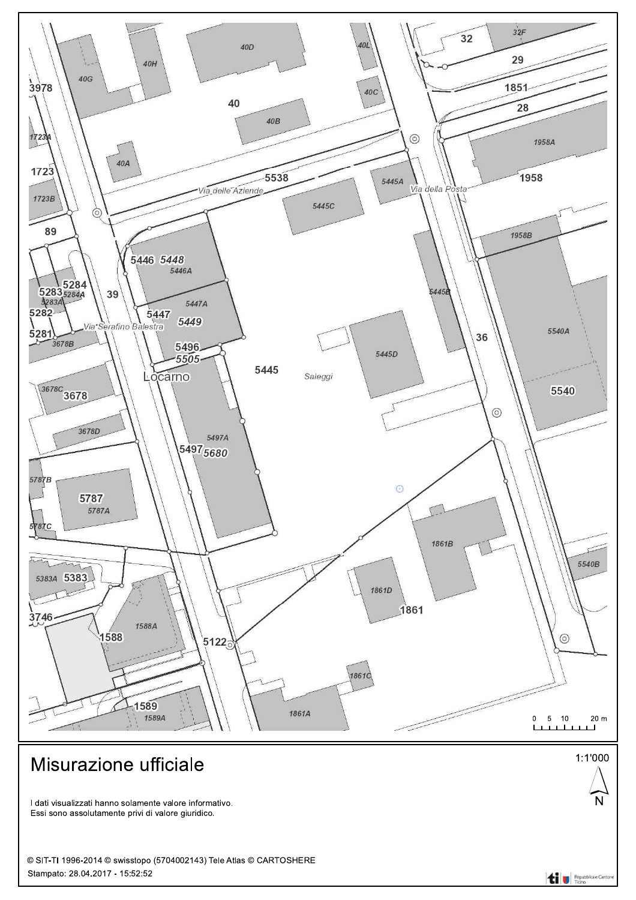# Misurazione ufficiale

1:1'000

N

I dati visualizzati hanno solamente valore informativo.
Essi sono assolutamente privi di valore giuridico.

© SIT-TI 1996-2014 © swisstopo (5704002143) Tele Atlas © CARTOSHERE
Stampato: 28.04.2017 - 15:52:52

Repubblica e Cantone Ticino